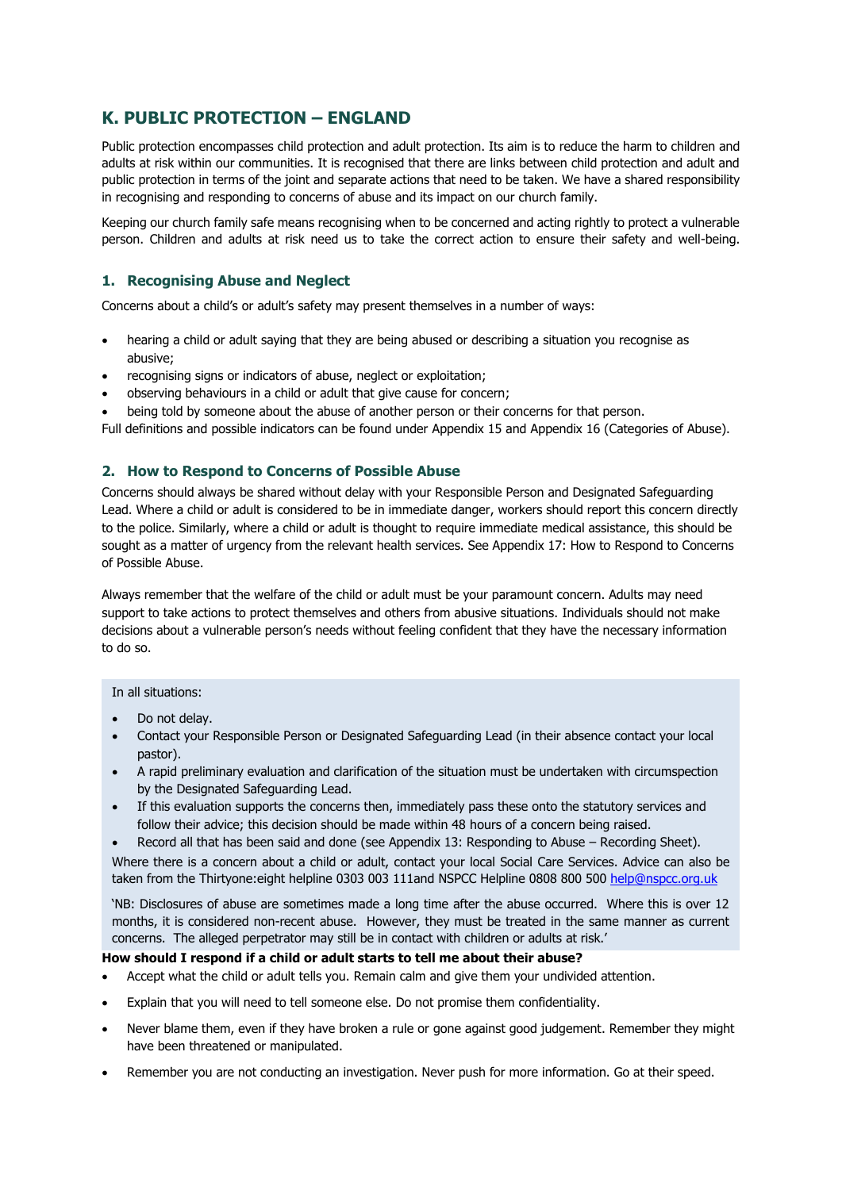## K. PUBLIC PROTECTION – ENGLAND

Public protection encompasses child protection and adult protection. Its aim is to reduce the harm to children and adults at risk within our communities. It is recognised that there are links between child protection and adult and public protection in terms of the joint and separate actions that need to be taken. We have a shared responsibility in recognising and responding to concerns of abuse and its impact on our church family.

Keeping our church family safe means recognising when to be concerned and acting rightly to protect a vulnerable person. Children and adults at risk need us to take the correct action to ensure their safety and well-being.

### 1. Recognising Abuse and Neglect

Concerns about a child's or adult's safety may present themselves in a number of ways:

- hearing a child or adult saying that they are being abused or describing a situation you recognise as abusive;
- recognising signs or indicators of abuse, neglect or exploitation;
- observing behaviours in a child or adult that give cause for concern;
- being told by someone about the abuse of another person or their concerns for that person.

Full definitions and possible indicators can be found under Appendix 15 and Appendix 16 (Categories of Abuse).

### 2. How to Respond to Concerns of Possible Abuse

Concerns should always be shared without delay with your Responsible Person and Designated Safeguarding Lead. Where a child or adult is considered to be in immediate danger, workers should report this concern directly to the police. Similarly, where a child or adult is thought to require immediate medical assistance, this should be sought as a matter of urgency from the relevant health services. See Appendix 17: How to Respond to Concerns of Possible Abuse.

Always remember that the welfare of the child or adult must be your paramount concern. Adults may need support to take actions to protect themselves and others from abusive situations. Individuals should not make decisions about a vulnerable person's needs without feeling confident that they have the necessary information to do so.

In all situations:

- Do not delay.
- Contact your Responsible Person or Designated Safeguarding Lead (in their absence contact your local pastor).
- A rapid preliminary evaluation and clarification of the situation must be undertaken with circumspection by the Designated Safeguarding Lead.
- If this evaluation supports the concerns then, immediately pass these onto the statutory services and follow their advice; this decision should be made within 48 hours of a concern being raised.
- Record all that has been said and done (see Appendix 13: Responding to Abuse – Recording Sheet).

Where there is a concern about a child or adult, contact your local Social Care Services. Advice can also be taken from the Thirtyone:eight helpline 0303 003 111and NSPCC Helpline 0808 800 500 help@nspcc.org.uk

'NB: Disclosures of abuse are sometimes made a long time after the abuse occurred. Where this is over 12 months, it is considered non-recent abuse. However, they must be treated in the same manner as current concerns. The alleged perpetrator may still be in contact with children or adults at risk.'

**How should I respond if a child or adult starts to tell me about their abuse?**

- Accept what the child or adult tells you. Remain calm and give them your undivided attention.
- Explain that you will need to tell someone else. Do not promise them confidentiality.
- Never blame them, even if they have broken a rule or gone against good judgement. Remember they might have been threatened or manipulated.
- Remember you are not conducting an investigation. Never push for more information. Go at their speed.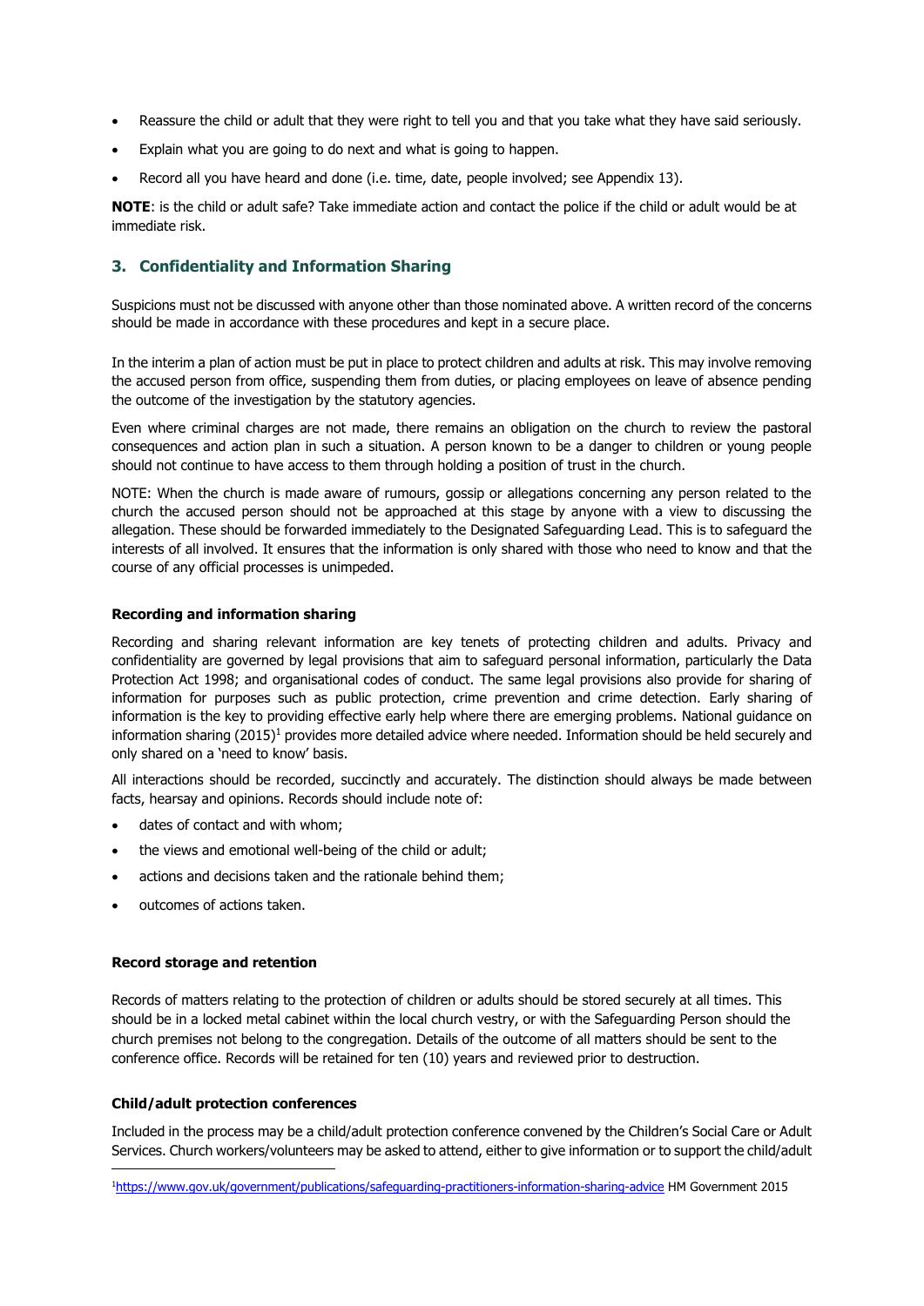- Reassure the child or adult that they were right to tell you and that you take what they have said seriously.
- Explain what you are going to do next and what is going to happen.
- Record all you have heard and done (i.e. time, date, people involved; see Appendix 13).

**NOTE**: is the child or adult safe? Take immediate action and contact the police if the child or adult would be at immediate risk.

## 3. Confidentiality and Information Sharing

Suspicions must not be discussed with anyone other than those nominated above. A written record of the concerns should be made in accordance with these procedures and kept in a secure place.

In the interim a plan of action must be put in place to protect children and adults at risk. This may involve removing the accused person from office, suspending them from duties, or placing employees on leave of absence pending the outcome of the investigation by the statutory agencies.

Even where criminal charges are not made, there remains an obligation on the church to review the pastoral consequences and action plan in such a situation. A person known to be a danger to children or young people should not continue to have access to them through holding a position of trust in the church.

NOTE: When the church is made aware of rumours, gossip or allegations concerning any person related to the church the accused person should not be approached at this stage by anyone with a view to discussing the allegation. These should be forwarded immediately to the Designated Safeguarding Lead. This is to safeguard the interests of all involved. It ensures that the information is only shared with those who need to know and that the course of any official processes is unimpeded.

### Recording and information sharing

Recording and sharing relevant information are key tenets of protecting children and adults. Privacy and confidentiality are governed by legal provisions that aim to safeguard personal information, particularly the Data Protection Act 1998; and organisational codes of conduct. The same legal provisions also provide for sharing of information for purposes such as public protection, crime prevention and crime detection. Early sharing of information is the key to providing effective early help where there are emerging problems. National guidance on information sharing (2015)[1] provides more detailed advice where needed. Information should be held securely and only shared on a 'need to know' basis.

All interactions should be recorded, succinctly and accurately. The distinction should always be made between facts, hearsay and opinions. Records should include note of:

- dates of contact and with whom;
- the views and emotional well-being of the child or adult;
- actions and decisions taken and the rationale behind them;
- outcomes of actions taken.

### Record storage and retention

Records of matters relating to the protection of children or adults should be stored securely at all times. This should be in a locked metal cabinet within the local church vestry, or with the Safeguarding Person should the church premises not belong to the congregation. Details of the outcome of all matters should be sent to the conference office. Records will be retained for ten (10) years and reviewed prior to destruction.

### Child/adult protection conferences

Included in the process may be a child/adult protection conference convened by the Children's Social Care or Adult Services. Church workers/volunteers may be asked to attend, either to give information or to support the child/adult

[1] https://www.gov.uk/government/publications/safeguarding-practitioners-information-sharing-advice HM Government 2015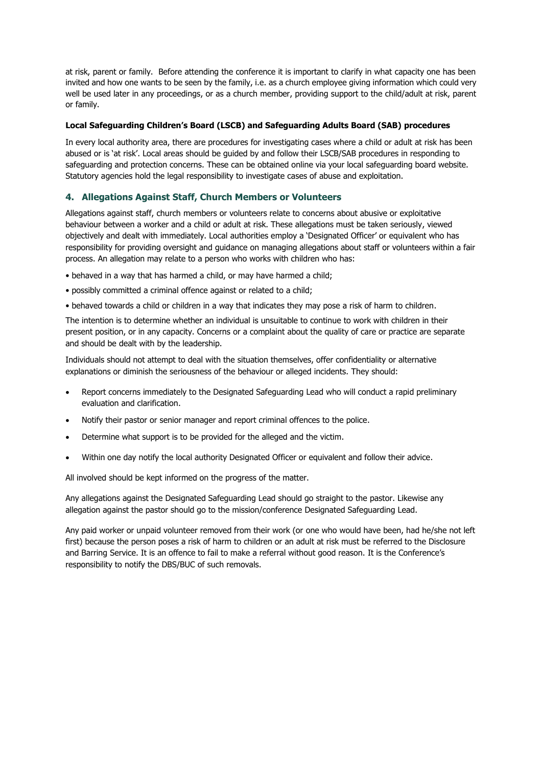at risk, parent or family. Before attending the conference it is important to clarify in what capacity one has been invited and how one wants to be seen by the family, i.e. as a church employee giving information which could very well be used later in any proceedings, or as a church member, providing support to the child/adult at risk, parent or family.

**Local Safeguarding Children's Board (LSCB) and Safeguarding Adults Board (SAB) procedures**

In every local authority area, there are procedures for investigating cases where a child or adult at risk has been abused or is 'at risk'. Local areas should be guided by and follow their LSCB/SAB procedures in responding to safeguarding and protection concerns. These can be obtained online via your local safeguarding board website. Statutory agencies hold the legal responsibility to investigate cases of abuse and exploitation.

## 4. Allegations Against Staff, Church Members or Volunteers

Allegations against staff, church members or volunteers relate to concerns about abusive or exploitative behaviour between a worker and a child or adult at risk. These allegations must be taken seriously, viewed objectively and dealt with immediately. Local authorities employ a 'Designated Officer' or equivalent who has responsibility for providing oversight and guidance on managing allegations about staff or volunteers within a fair process. An allegation may relate to a person who works with children who has:

- behaved in a way that has harmed a child, or may have harmed a child;
- possibly committed a criminal offence against or related to a child;
- behaved towards a child or children in a way that indicates they may pose a risk of harm to children.

The intention is to determine whether an individual is unsuitable to continue to work with children in their present position, or in any capacity. Concerns or a complaint about the quality of care or practice are separate and should be dealt with by the leadership.

Individuals should not attempt to deal with the situation themselves, offer confidentiality or alternative explanations or diminish the seriousness of the behaviour or alleged incidents. They should:

- Report concerns immediately to the Designated Safeguarding Lead who will conduct a rapid preliminary evaluation and clarification.
- Notify their pastor or senior manager and report criminal offences to the police.
- Determine what support is to be provided for the alleged and the victim.
- Within one day notify the local authority Designated Officer or equivalent and follow their advice.

All involved should be kept informed on the progress of the matter.

Any allegations against the Designated Safeguarding Lead should go straight to the pastor. Likewise any allegation against the pastor should go to the mission/conference Designated Safeguarding Lead.

Any paid worker or unpaid volunteer removed from their work (or one who would have been, had he/she not left first) because the person poses a risk of harm to children or an adult at risk must be referred to the Disclosure and Barring Service. It is an offence to fail to make a referral without good reason. It is the Conference's responsibility to notify the DBS/BUC of such removals.